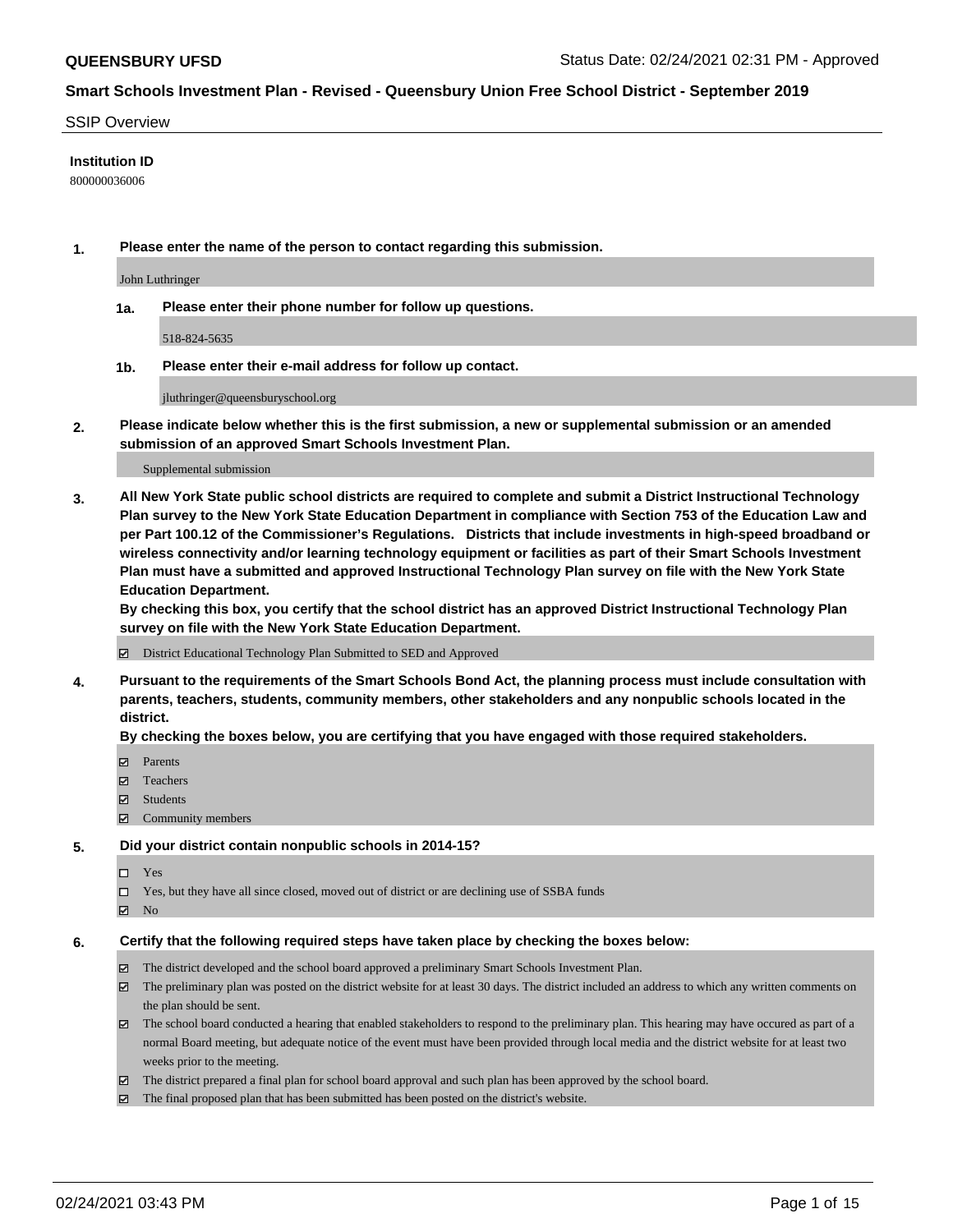**QUEENSBURY UFSD** Status Date: 02/24/2021 02:31 PM - Approved

**Smart Schools Investment Plan - Revised - Queensbury Union Free School District - September 2019**

SSIP Overview

**Institution ID**

800000036006

1. **Please enter the name of the person to contact regarding this submission.**

   John Luthringer

   1a. **Please enter their phone number for follow up questions.**

   518-824-5635

   1b. **Please enter their e-mail address for follow up contact.**

   jluthringer@queensburyschool.org

2. **Please indicate below whether this is the first submission, a new or supplemental submission or an amended submission of an approved Smart Schools Investment Plan.**

   Supplemental submission

3. **All New York State public school districts are required to complete and submit a District Instructional Technology Plan survey to the New York State Education Department in compliance with Section 753 of the Education Law and per Part 100.12 of the Commissioner's Regulations. Districts that include investments in high-speed broadband or wireless connectivity and/or learning technology equipment or facilities as part of their Smart Schools Investment Plan must have a submitted and approved Instructional Technology Plan survey on file with the New York State Education Department.**
   **By checking this box, you certify that the school district has an approved District Instructional Technology Plan survey on file with the New York State Education Department.**

   - [x] District Educational Technology Plan Submitted to SED and Approved

4. **Pursuant to the requirements of the Smart Schools Bond Act, the planning process must include consultation with parents, teachers, students, community members, other stakeholders and any nonpublic schools located in the district.**
   **By checking the boxes below, you are certifying that you have engaged with those required stakeholders.**

   - [x] Parents
   - [x] Teachers
   - [x] Students
   - [x] Community members

5. **Did your district contain nonpublic schools in 2014-15?**

   - [ ] Yes
   - [ ] Yes, but they have all since closed, moved out of district or are declining use of SSBA funds
   - [x] No

6. **Certify that the following required steps have taken place by checking the boxes below:**

   - [x] The district developed and the school board approved a preliminary Smart Schools Investment Plan.
   - [x] The preliminary plan was posted on the district website for at least 30 days. The district included an address to which any written comments on the plan should be sent.
   - [x] The school board conducted a hearing that enabled stakeholders to respond to the preliminary plan. This hearing may have occured as part of a normal Board meeting, but adequate notice of the event must have been provided through local media and the district website for at least two weeks prior to the meeting.
   - [x] The district prepared a final plan for school board approval and such plan has been approved by the school board.
   - [x] The final proposed plan that has been submitted has been posted on the district's website.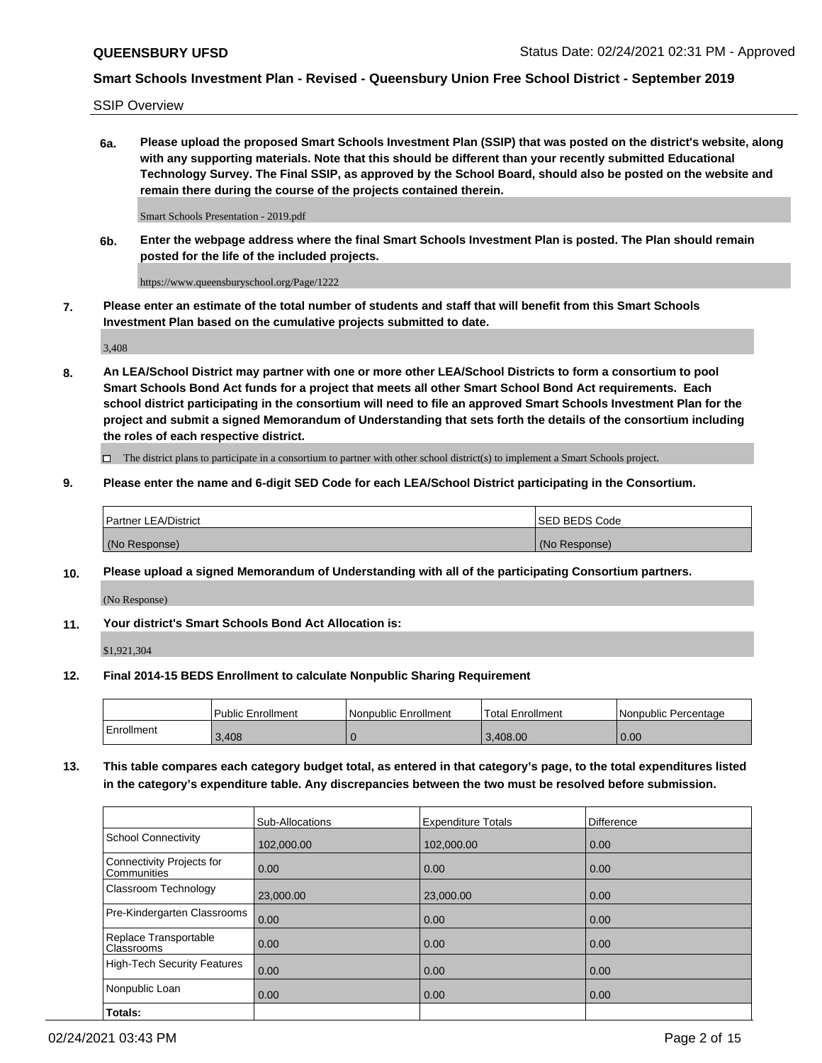SSIP Overview

**6a. Please upload the proposed Smart Schools Investment Plan (SSIP) that was posted on the district's website, along with any supporting materials. Note that this should be different than your recently submitted Educational Technology Survey. The Final SSIP, as approved by the School Board, should also be posted on the website and remain there during the course of the projects contained therein.**

Smart Schools Presentation - 2019.pdf

**6b. Enter the webpage address where the final Smart Schools Investment Plan is posted. The Plan should remain posted for the life of the included projects.**

https://www.queensburyschool.org/Page/1222

**7. Please enter an estimate of the total number of students and staff that will benefit from this Smart Schools Investment Plan based on the cumulative projects submitted to date.**

3,408

**8. An LEA/School District may partner with one or more other LEA/School Districts to form a consortium to pool Smart Schools Bond Act funds for a project that meets all other Smart School Bond Act requirements. Each school district participating in the consortium will need to file an approved Smart Schools Investment Plan for the project and submit a signed Memorandum of Understanding that sets forth the details of the consortium including the roles of each respective district.**

☐ The district plans to participate in a consortium to partner with other school district(s) to implement a Smart Schools project.

**9. Please enter the name and 6-digit SED Code for each LEA/School District participating in the Consortium.**

| Partner LEA/District | SED BEDS Code |
|---|---|
| (No Response) | (No Response) |

**10. Please upload a signed Memorandum of Understanding with all of the participating Consortium partners.**

(No Response)

**11. Your district's Smart Schools Bond Act Allocation is:**

$1,921,304

**12. Final 2014-15 BEDS Enrollment to calculate Nonpublic Sharing Requirement**

| | Public Enrollment | Nonpublic Enrollment | Total Enrollment | Nonpublic Percentage |
|---|---|---|---|---|
| Enrollment | 3,408 | 0 | 3,408.00 | 0.00 |

**13. This table compares each category budget total, as entered in that category's page, to the total expenditures listed in the category's expenditure table. Any discrepancies between the two must be resolved before submission.**

| | Sub-Allocations | Expenditure Totals | Difference |
|---|---|---|---|
| School Connectivity | 102,000.00 | 102,000.00 | 0.00 |
| Connectivity Projects for Communities | 0.00 | 0.00 | 0.00 |
| Classroom Technology | 23,000.00 | 23,000.00 | 0.00 |
| Pre-Kindergarten Classrooms | 0.00 | 0.00 | 0.00 |
| Replace Transportable Classrooms | 0.00 | 0.00 | 0.00 |
| High-Tech Security Features | 0.00 | 0.00 | 0.00 |
| Nonpublic Loan | 0.00 | 0.00 | 0.00 |
| **Totals:** | | | |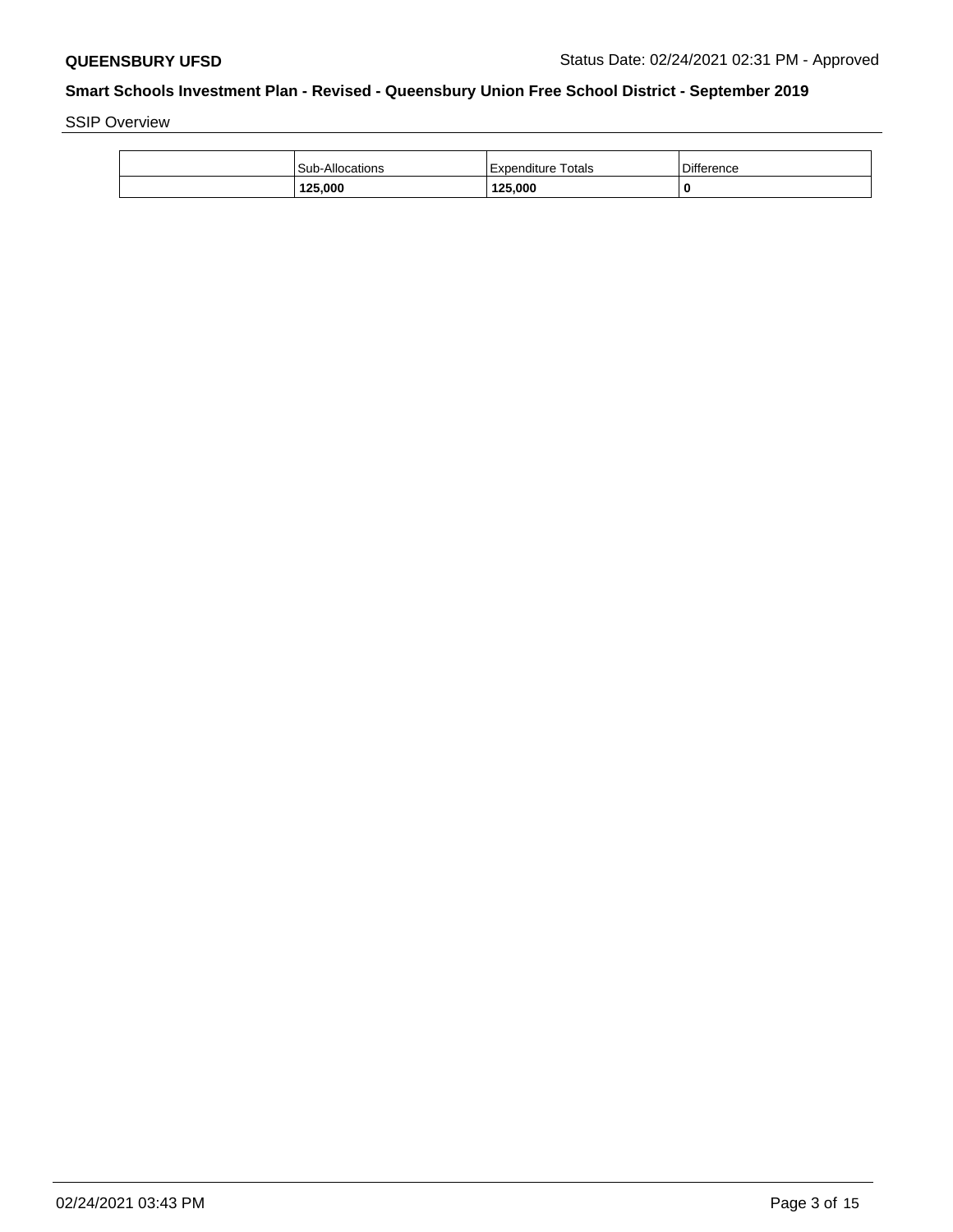SSIP Overview

| | Sub-Allocations | Expenditure Totals | Difference |
|---|---|---|---|
| | **125,000** | **125,000** | **0** |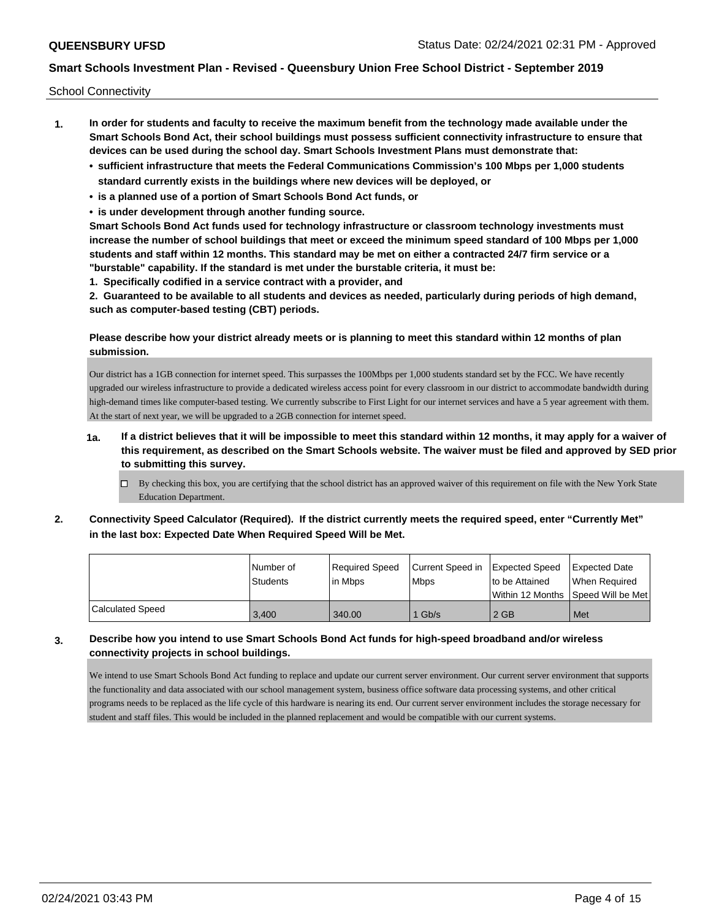School Connectivity

1. **In order for students and faculty to receive the maximum benefit from the technology made available under the Smart Schools Bond Act, their school buildings must possess sufficient connectivity infrastructure to ensure that devices can be used during the school day. Smart Schools Investment Plans must demonstrate that:**
   - **sufficient infrastructure that meets the Federal Communications Commission's 100 Mbps per 1,000 students standard currently exists in the buildings where new devices will be deployed, or**
   - **is a planned use of a portion of Smart Schools Bond Act funds, or**
   - **is under development through another funding source.**

   **Smart Schools Bond Act funds used for technology infrastructure or classroom technology investments must increase the number of school buildings that meet or exceed the minimum speed standard of 100 Mbps per 1,000 students and staff within 12 months. This standard may be met on either a contracted 24/7 firm service or a "burstable" capability. If the standard is met under the burstable criteria, it must be:**

   **1. Specifically codified in a service contract with a provider, and**

   **2. Guaranteed to be available to all students and devices as needed, particularly during periods of high demand, such as computer-based testing (CBT) periods.**

   **Please describe how your district already meets or is planning to meet this standard within 12 months of plan submission.**

   Our district has a 1GB connection for internet speed. This surpasses the 100Mbps per 1,000 students standard set by the FCC. We have recently upgraded our wireless infrastructure to provide a dedicated wireless access point for every classroom in our district to accommodate bandwidth during high-demand times like computer-based testing. We currently subscribe to First Light for our internet services and have a 5 year agreement with them. At the start of next year, we will be upgraded to a 2GB connection for internet speed.

   **1a. If a district believes that it will be impossible to meet this standard within 12 months, it may apply for a waiver of this requirement, as described on the Smart Schools website. The waiver must be filed and approved by SED prior to submitting this survey.**

   ☐ By checking this box, you are certifying that the school district has an approved waiver of this requirement on file with the New York State Education Department.

2. **Connectivity Speed Calculator (Required). If the district currently meets the required speed, enter "Currently Met" in the last box: Expected Date When Required Speed Will be Met.**

| | Number of Students | Required Speed in Mbps | Current Speed in Mbps | Expected Speed to be Attained Within 12 Months | Expected Date When Required Speed Will be Met |
|---|---|---|---|---|---|
| Calculated Speed | 3,400 | 340.00 | 1 Gb/s | 2 GB | Met |

3. **Describe how you intend to use Smart Schools Bond Act funds for high-speed broadband and/or wireless connectivity projects in school buildings.**

   We intend to use Smart Schools Bond Act funding to replace and update our current server environment. Our current server environment that supports the functionality and data associated with our school management system, business office software data processing systems, and other critical programs needs to be replaced as the life cycle of this hardware is nearing its end. Our current server environment includes the storage necessary for student and staff files. This would be included in the planned replacement and would be compatible with our current systems.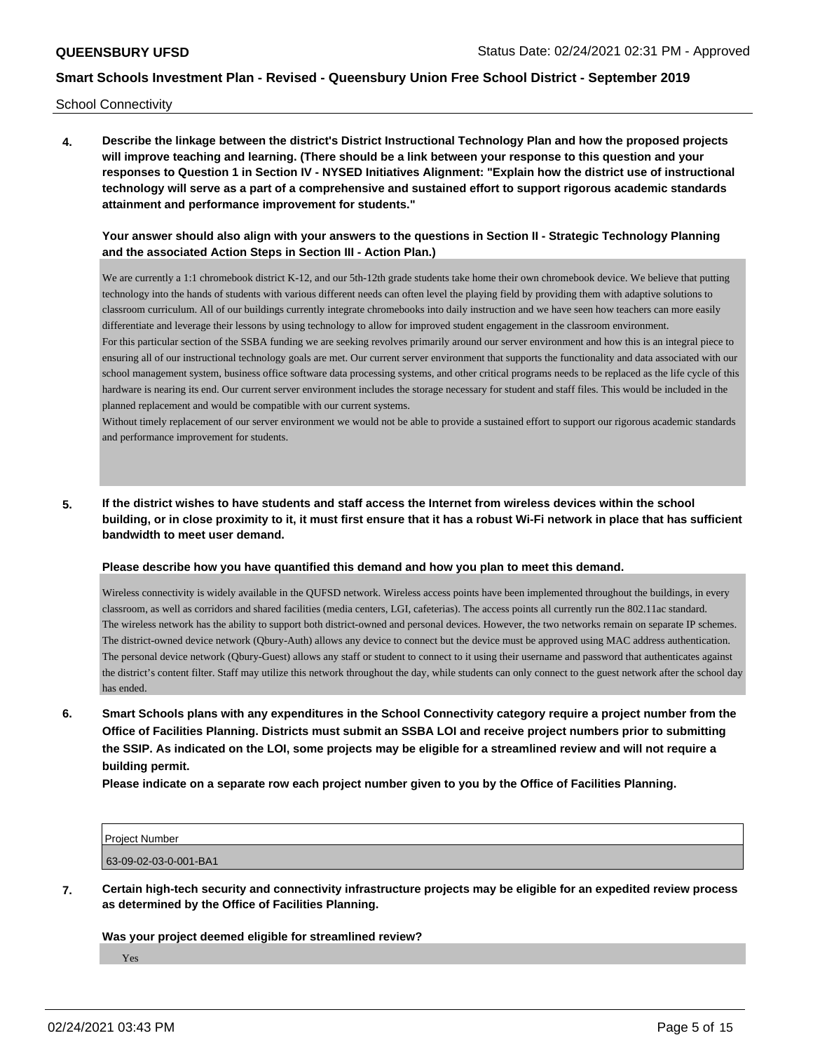School Connectivity

**4. Describe the linkage between the district's District Instructional Technology Plan and how the proposed projects will improve teaching and learning. (There should be a link between your response to this question and your responses to Question 1 in Section IV - NYSED Initiatives Alignment: "Explain how the district use of instructional technology will serve as a part of a comprehensive and sustained effort to support rigorous academic standards attainment and performance improvement for students."**

**Your answer should also align with your answers to the questions in Section II - Strategic Technology Planning and the associated Action Steps in Section III - Action Plan.)**

We are currently a 1:1 chromebook district K-12, and our 5th-12th grade students take home their own chromebook device. We believe that putting technology into the hands of students with various different needs can often level the playing field by providing them with adaptive solutions to classroom curriculum. All of our buildings currently integrate chromebooks into daily instruction and we have seen how teachers can more easily differentiate and leverage their lessons by using technology to allow for improved student engagement in the classroom environment.
For this particular section of the SSBA funding we are seeking revolves primarily around our server environment and how this is an integral piece to ensuring all of our instructional technology goals are met. Our current server environment that supports the functionality and data associated with our school management system, business office software data processing systems, and other critical programs needs to be replaced as the life cycle of this hardware is nearing its end. Our current server environment includes the storage necessary for student and staff files. This would be included in the planned replacement and would be compatible with our current systems.
Without timely replacement of our server environment we would not be able to provide a sustained effort to support our rigorous academic standards and performance improvement for students.

**5. If the district wishes to have students and staff access the Internet from wireless devices within the school building, or in close proximity to it, it must first ensure that it has a robust Wi-Fi network in place that has sufficient bandwidth to meet user demand.**

**Please describe how you have quantified this demand and how you plan to meet this demand.**

Wireless connectivity is widely available in the QUFSD network. Wireless access points have been implemented throughout the buildings, in every classroom, as well as corridors and shared facilities (media centers, LGI, cafeterias). The access points all currently run the 802.11ac standard.
The wireless network has the ability to support both district-owned and personal devices. However, the two networks remain on separate IP schemes. The district-owned device network (Qbury-Auth) allows any device to connect but the device must be approved using MAC address authentication. The personal device network (Qbury-Guest) allows any staff or student to connect to it using their username and password that authenticates against the district's content filter. Staff may utilize this network throughout the day, while students can only connect to the guest network after the school day has ended.

**6. Smart Schools plans with any expenditures in the School Connectivity category require a project number from the Office of Facilities Planning. Districts must submit an SSBA LOI and receive project numbers prior to submitting the SSIP. As indicated on the LOI, some projects may be eligible for a streamlined review and will not require a building permit.**
**Please indicate on a separate row each project number given to you by the Office of Facilities Planning.**

| Project Number |
| --- |
| 63-09-02-03-0-001-BA1 |

**7. Certain high-tech security and connectivity infrastructure projects may be eligible for an expedited review process as determined by the Office of Facilities Planning.**

**Was your project deemed eligible for streamlined review?**

Yes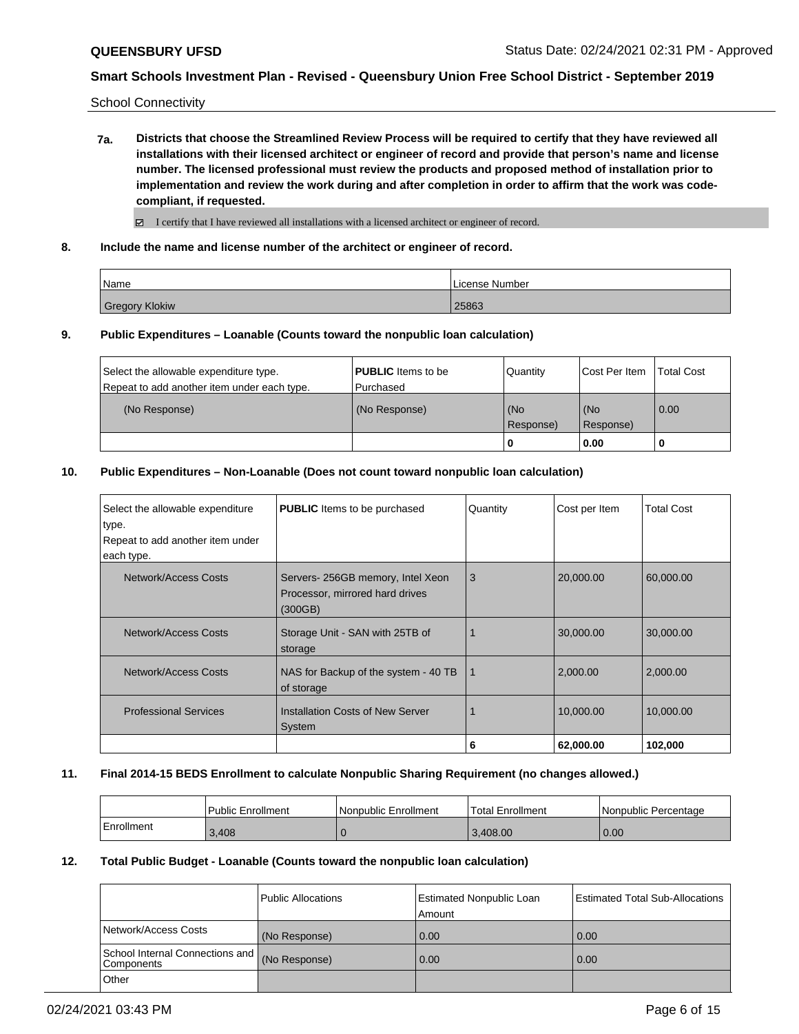School Connectivity

**7a. Districts that choose the Streamlined Review Process will be required to certify that they have reviewed all installations with their licensed architect or engineer of record and provide that person's name and license number. The licensed professional must review the products and proposed method of installation prior to implementation and review the work during and after completion in order to affirm that the work was code-compliant, if requested.**

☑ I certify that I have reviewed all installations with a licensed architect or engineer of record.

**8. Include the name and license number of the architect or engineer of record.**

| Name | License Number |
|---|---|
| Gregory Klokiw | 25863 |

**9. Public Expenditures – Loanable (Counts toward the nonpublic loan calculation)**

| Select the allowable expenditure type. Repeat to add another item under each type. | **PUBLIC** Items to be Purchased | Quantity | Cost Per Item | Total Cost |
|---|---|---|---|---|
| (No Response) | (No Response) | (No Response) | (No Response) | 0.00 |
| | | **0** | **0.00** | **0** |

**10. Public Expenditures – Non-Loanable (Does not count toward nonpublic loan calculation)**

| Select the allowable expenditure type. Repeat to add another item under each type. | **PUBLIC** Items to be purchased | Quantity | Cost per Item | Total Cost |
|---|---|---|---|---|
| Network/Access Costs | Servers- 256GB memory, Intel Xeon Processor, mirrored hard drives (300GB) | 3 | 20,000.00 | 60,000.00 |
| Network/Access Costs | Storage Unit - SAN with 25TB of storage | 1 | 30,000.00 | 30,000.00 |
| Network/Access Costs | NAS for Backup of the system - 40 TB of storage | 1 | 2,000.00 | 2,000.00 |
| Professional Services | Installation Costs of New Server System | 1 | 10,000.00 | 10,000.00 |
| | | **6** | **62,000.00** | **102,000** |

**11. Final 2014-15 BEDS Enrollment to calculate Nonpublic Sharing Requirement (no changes allowed.)**

| | Public Enrollment | Nonpublic Enrollment | Total Enrollment | Nonpublic Percentage |
|---|---|---|---|---|
| Enrollment | 3,408 | 0 | 3,408.00 | 0.00 |

**12. Total Public Budget - Loanable (Counts toward the nonpublic loan calculation)**

| | Public Allocations | Estimated Nonpublic Loan Amount | Estimated Total Sub-Allocations |
|---|---|---|---|
| Network/Access Costs | (No Response) | 0.00 | 0.00 |
| School Internal Connections and Components | (No Response) | 0.00 | 0.00 |
| Other | | | |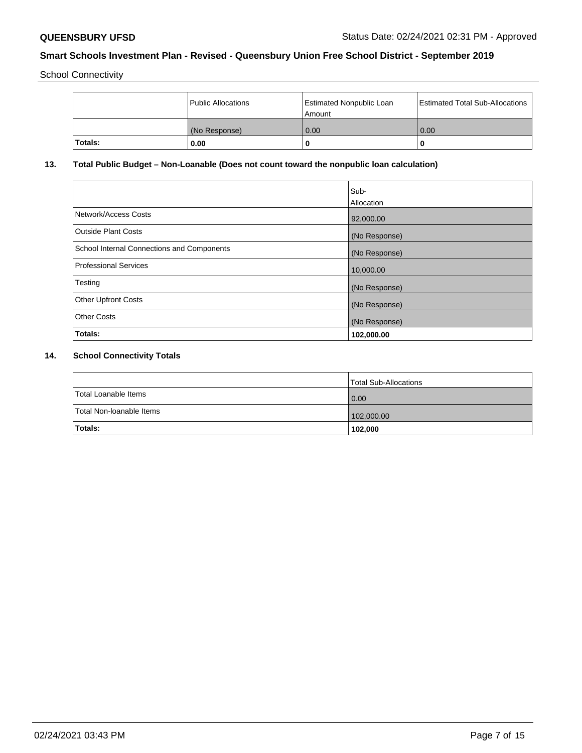School Connectivity

| | Public Allocations | Estimated Nonpublic Loan Amount | Estimated Total Sub-Allocations |
|---|---|---|---|
| | (No Response) | 0.00 | 0.00 |
| **Totals:** | **0.00** | **0** | **0** |

## 13. Total Public Budget – Non-Loanable (Does not count toward the nonpublic loan calculation)

| | Sub-Allocation |
|---|---|
| Network/Access Costs | 92,000.00 |
| Outside Plant Costs | (No Response) |
| School Internal Connections and Components | (No Response) |
| Professional Services | 10,000.00 |
| Testing | (No Response) |
| Other Upfront Costs | (No Response) |
| Other Costs | (No Response) |
| **Totals:** | **102,000.00** |

## 14. School Connectivity Totals

| | Total Sub-Allocations |
|---|---|
| Total Loanable Items | 0.00 |
| Total Non-loanable Items | 102,000.00 |
| **Totals:** | **102,000** |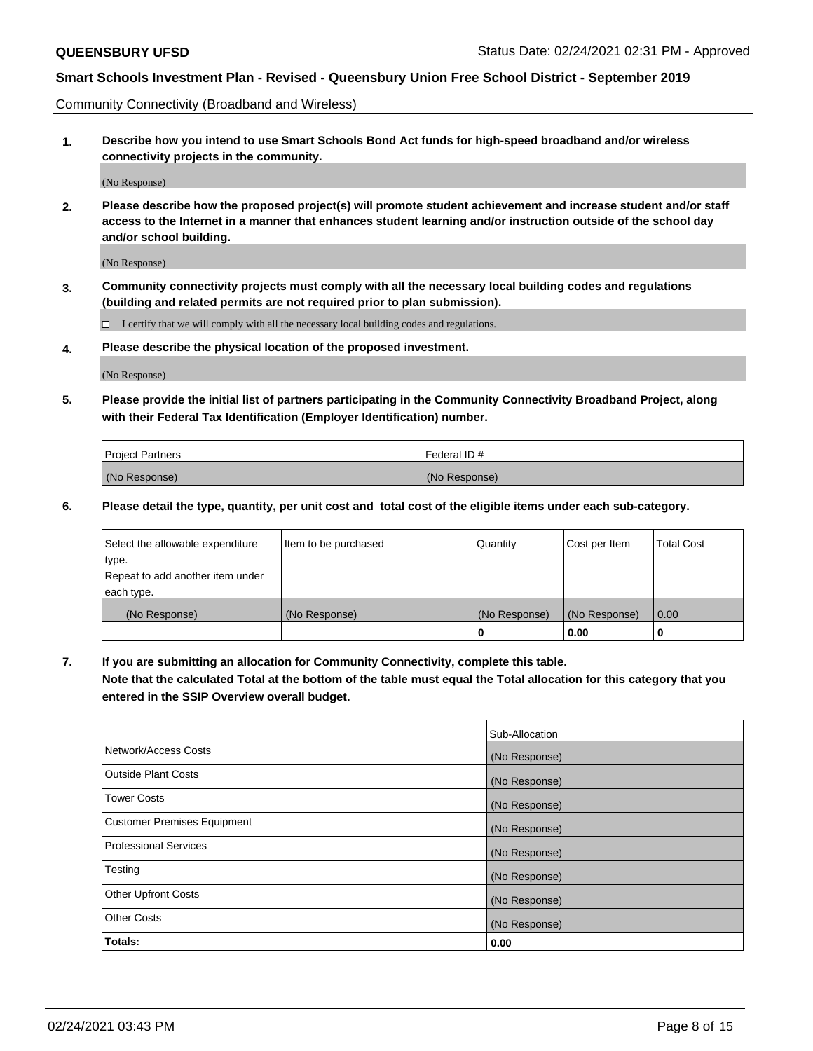Community Connectivity (Broadband and Wireless)

**1. Describe how you intend to use Smart Schools Bond Act funds for high-speed broadband and/or wireless connectivity projects in the community.**

(No Response)

**2. Please describe how the proposed project(s) will promote student achievement and increase student and/or staff access to the Internet in a manner that enhances student learning and/or instruction outside of the school day and/or school building.**

(No Response)

**3. Community connectivity projects must comply with all the necessary local building codes and regulations (building and related permits are not required prior to plan submission).**

☐ I certify that we will comply with all the necessary local building codes and regulations.

**4. Please describe the physical location of the proposed investment.**

(No Response)

**5. Please provide the initial list of partners participating in the Community Connectivity Broadband Project, along with their Federal Tax Identification (Employer Identification) number.**

| Project Partners | Federal ID # |
|---|---|
| (No Response) | (No Response) |

**6. Please detail the type, quantity, per unit cost and total cost of the eligible items under each sub-category.**

| Select the allowable expenditure type. Repeat to add another item under each type. | Item to be purchased | Quantity | Cost per Item | Total Cost |
|---|---|---|---|---|
| (No Response) | (No Response) | (No Response) | (No Response) | 0.00 |
| | | **0** | **0.00** | **0** |

**7. If you are submitting an allocation for Community Connectivity, complete this table. Note that the calculated Total at the bottom of the table must equal the Total allocation for this category that you entered in the SSIP Overview overall budget.**

| | Sub-Allocation |
|---|---|
| Network/Access Costs | (No Response) |
| Outside Plant Costs | (No Response) |
| Tower Costs | (No Response) |
| Customer Premises Equipment | (No Response) |
| Professional Services | (No Response) |
| Testing | (No Response) |
| Other Upfront Costs | (No Response) |
| Other Costs | (No Response) |
| **Totals:** | **0.00** |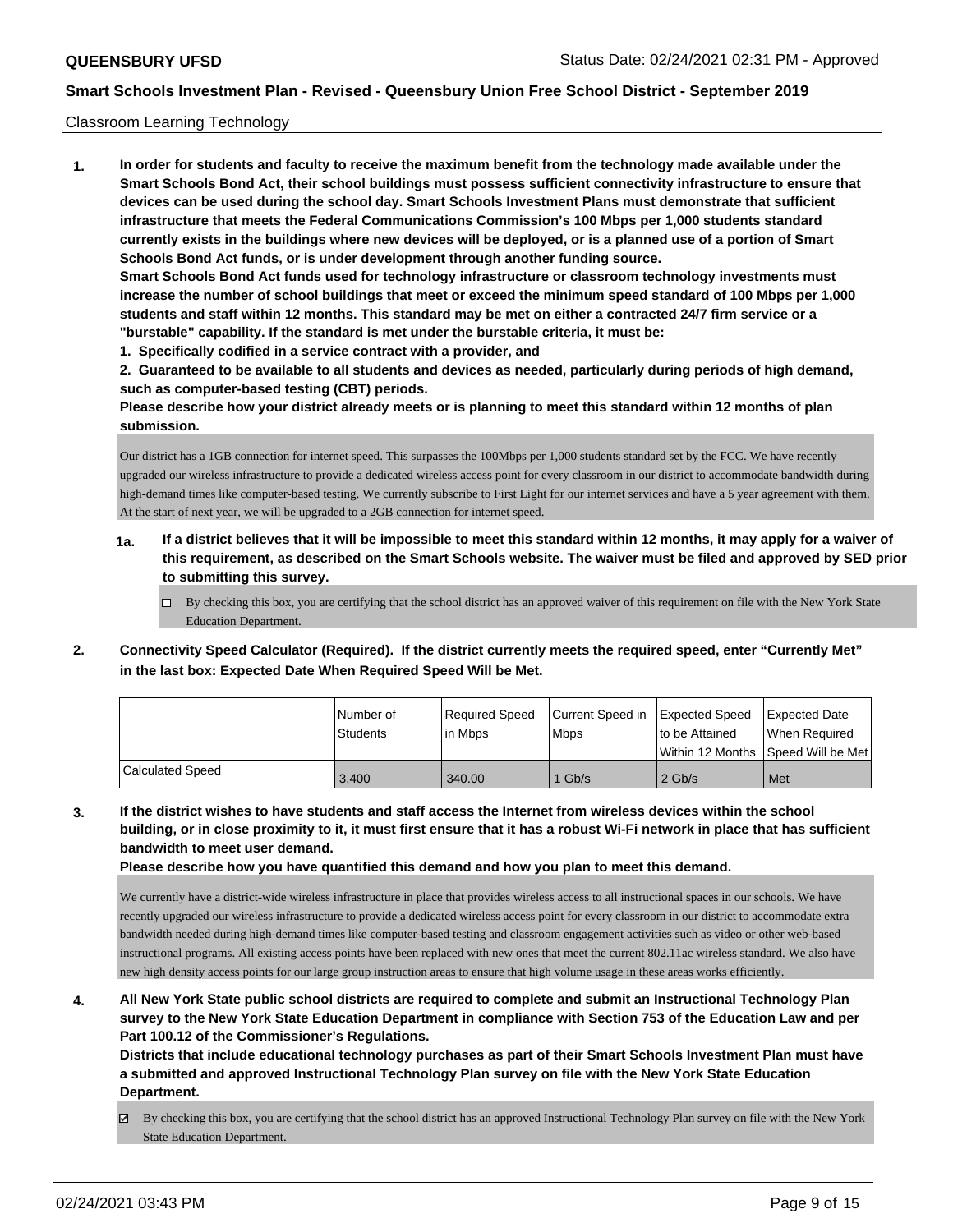**QUEENSBURY UFSD** Status Date: 02/24/2021 02:31 PM - Approved

## Smart Schools Investment Plan - Revised - Queensbury Union Free School District - September 2019

Classroom Learning Technology

**1. In order for students and faculty to receive the maximum benefit from the technology made available under the Smart Schools Bond Act, their school buildings must possess sufficient connectivity infrastructure to ensure that devices can be used during the school day. Smart Schools Investment Plans must demonstrate that sufficient infrastructure that meets the Federal Communications Commission's 100 Mbps per 1,000 students standard currently exists in the buildings where new devices will be deployed, or is a planned use of a portion of Smart Schools Bond Act funds, or is under development through another funding source.**

**Smart Schools Bond Act funds used for technology infrastructure or classroom technology investments must increase the number of school buildings that meet or exceed the minimum speed standard of 100 Mbps per 1,000 students and staff within 12 months. This standard may be met on either a contracted 24/7 firm service or a "burstable" capability. If the standard is met under the burstable criteria, it must be:**

**1. Specifically codified in a service contract with a provider, and**

**2. Guaranteed to be available to all students and devices as needed, particularly during periods of high demand, such as computer-based testing (CBT) periods.**

**Please describe how your district already meets or is planning to meet this standard within 12 months of plan submission.**

Our district has a 1GB connection for internet speed. This surpasses the 100Mbps per 1,000 students standard set by the FCC. We have recently upgraded our wireless infrastructure to provide a dedicated wireless access point for every classroom in our district to accommodate bandwidth during high-demand times like computer-based testing. We currently subscribe to First Light for our internet services and have a 5 year agreement with them. At the start of next year, we will be upgraded to a 2GB connection for internet speed.

**1a. If a district believes that it will be impossible to meet this standard within 12 months, it may apply for a waiver of this requirement, as described on the Smart Schools website. The waiver must be filed and approved by SED prior to submitting this survey.**

☐ By checking this box, you are certifying that the school district has an approved waiver of this requirement on file with the New York State Education Department.

**2. Connectivity Speed Calculator (Required). If the district currently meets the required speed, enter "Currently Met" in the last box: Expected Date When Required Speed Will be Met.**

| | Number of Students | Required Speed in Mbps | Current Speed in Mbps | Expected Speed to be Attained Within 12 Months | Expected Date When Required Speed Will be Met |
|---|---|---|---|---|---|
| Calculated Speed | 3,400 | 340.00 | 1 Gb/s | 2 Gb/s | Met |

**3. If the district wishes to have students and staff access the Internet from wireless devices within the school building, or in close proximity to it, it must first ensure that it has a robust Wi-Fi network in place that has sufficient bandwidth to meet user demand.**

**Please describe how you have quantified this demand and how you plan to meet this demand.**

We currently have a district-wide wireless infrastructure in place that provides wireless access to all instructional spaces in our schools. We have recently upgraded our wireless infrastructure to provide a dedicated wireless access point for every classroom in our district to accommodate extra bandwidth needed during high-demand times like computer-based testing and classroom engagement activities such as video or other web-based instructional programs. All existing access points have been replaced with new ones that meet the current 802.11ac wireless standard. We also have new high density access points for our large group instruction areas to ensure that high volume usage in these areas works efficiently.

**4. All New York State public school districts are required to complete and submit an Instructional Technology Plan survey to the New York State Education Department in compliance with Section 753 of the Education Law and per Part 100.12 of the Commissioner's Regulations.**

**Districts that include educational technology purchases as part of their Smart Schools Investment Plan must have a submitted and approved Instructional Technology Plan survey on file with the New York State Education Department.**

☑ By checking this box, you are certifying that the school district has an approved Instructional Technology Plan survey on file with the New York State Education Department.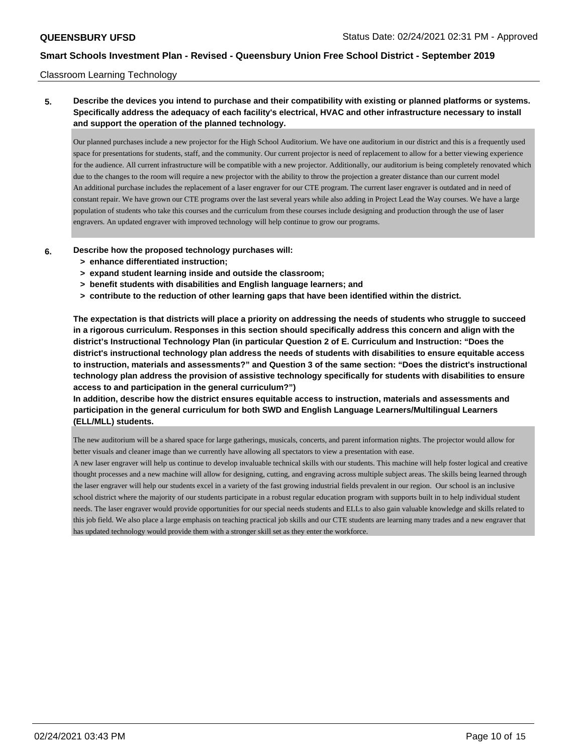Classroom Learning Technology

**5. Describe the devices you intend to purchase and their compatibility with existing or planned platforms or systems. Specifically address the adequacy of each facility's electrical, HVAC and other infrastructure necessary to install and support the operation of the planned technology.**

Our planned purchases include a new projector for the High School Auditorium. We have one auditorium in our district and this is a frequently used space for presentations for students, staff, and the community. Our current projector is need of replacement to allow for a better viewing experience for the audience. All current infrastructure will be compatible with a new projector. Additionally, our auditorium is being completely renovated which due to the changes to the room will require a new projector with the ability to throw the projection a greater distance than our current model
An additional purchase includes the replacement of a laser engraver for our CTE program. The current laser engraver is outdated and in need of constant repair. We have grown our CTE programs over the last several years while also adding in Project Lead the Way courses. We have a large population of students who take this courses and the curriculum from these courses include designing and production through the use of laser engravers. An updated engraver with improved technology will help continue to grow our programs.

**6. Describe how the proposed technology purchases will:**
**> enhance differentiated instruction;**
**> expand student learning inside and outside the classroom;**
**> benefit students with disabilities and English language learners; and**
**> contribute to the reduction of other learning gaps that have been identified within the district.**

**The expectation is that districts will place a priority on addressing the needs of students who struggle to succeed in a rigorous curriculum. Responses in this section should specifically address this concern and align with the district's Instructional Technology Plan (in particular Question 2 of E. Curriculum and Instruction: "Does the district's instructional technology plan address the needs of students with disabilities to ensure equitable access to instruction, materials and assessments?" and Question 3 of the same section: "Does the district's instructional technology plan address the provision of assistive technology specifically for students with disabilities to ensure access to and participation in the general curriculum?")**
**In addition, describe how the district ensures equitable access to instruction, materials and assessments and participation in the general curriculum for both SWD and English Language Learners/Multilingual Learners (ELL/MLL) students.**

The new auditorium will be a shared space for large gatherings, musicals, concerts, and parent information nights. The projector would allow for better visuals and cleaner image than we currently have allowing all spectators to view a presentation with ease.
A new laser engraver will help us continue to develop invaluable technical skills with our students. This machine will help foster logical and creative thought processes and a new machine will allow for designing, cutting, and engraving across multiple subject areas. The skills being learned through the laser engraver will help our students excel in a variety of the fast growing industrial fields prevalent in our region. Our school is an inclusive school district where the majority of our students participate in a robust regular education program with supports built in to help individual student needs. The laser engraver would provide opportunities for our special needs students and ELLs to also gain valuable knowledge and skills related to this job field. We also place a large emphasis on teaching practical job skills and our CTE students are learning many trades and a new engraver that has updated technology would provide them with a stronger skill set as they enter the workforce.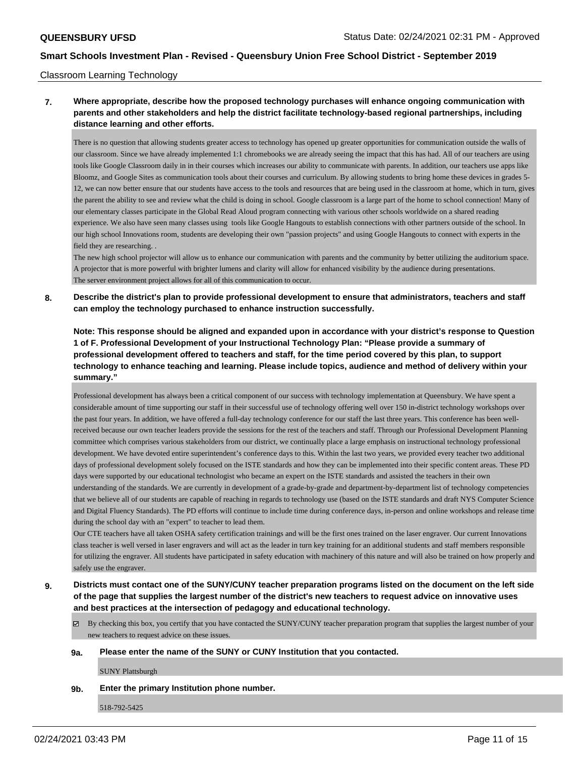Classroom Learning Technology

**7. Where appropriate, describe how the proposed technology purchases will enhance ongoing communication with parents and other stakeholders and help the district facilitate technology-based regional partnerships, including distance learning and other efforts.**

There is no question that allowing students greater access to technology has opened up greater opportunities for communication outside the walls of our classroom. Since we have already implemented 1:1 chromebooks we are already seeing the impact that this has had. All of our teachers are using tools like Google Classroom daily in in their courses which increases our ability to communicate with parents. In addition, our teachers use apps like Bloomz, and Google Sites as communication tools about their courses and curriculum. By allowing students to bring home these devices in grades 5-12, we can now better ensure that our students have access to the tools and resources that are being used in the classroom at home, which in turn, gives the parent the ability to see and review what the child is doing in school. Google classroom is a large part of the home to school connection! Many of our elementary classes participate in the Global Read Aloud program connecting with various other schools worldwide on a shared reading experience. We also have seen many classes using tools like Google Hangouts to establish connections with other partners outside of the school. In our high school Innovations room, students are developing their own "passion projects" and using Google Hangouts to connect with experts in the field they are researching. .

The new high school projector will allow us to enhance our communication with parents and the community by better utilizing the auditorium space. A projector that is more powerful with brighter lumens and clarity will allow for enhanced visibility by the audience during presentations.
The server environment project allows for all of this communication to occur.

**8. Describe the district's plan to provide professional development to ensure that administrators, teachers and staff can employ the technology purchased to enhance instruction successfully.**

**Note: This response should be aligned and expanded upon in accordance with your district's response to Question 1 of F. Professional Development of your Instructional Technology Plan: "Please provide a summary of professional development offered to teachers and staff, for the time period covered by this plan, to support technology to enhance teaching and learning. Please include topics, audience and method of delivery within your summary."**

Professional development has always been a critical component of our success with technology implementation at Queensbury. We have spent a considerable amount of time supporting our staff in their successful use of technology offering well over 150 in-district technology workshops over the past four years. In addition, we have offered a full-day technology conference for our staff the last three years. This conference has been well-received because our own teacher leaders provide the sessions for the rest of the teachers and staff. Through our Professional Development Planning committee which comprises various stakeholders from our district, we continually place a large emphasis on instructional technology professional development. We have devoted entire superintendent's conference days to this. Within the last two years, we provided every teacher two additional days of professional development solely focused on the ISTE standards and how they can be implemented into their specific content areas. These PD days were supported by our educational technologist who became an expert on the ISTE standards and assisted the teachers in their own understanding of the standards. We are currently in development of a grade-by-grade and department-by-department list of technology competencies that we believe all of our students are capable of reaching in regards to technology use (based on the ISTE standards and draft NYS Computer Science and Digital Fluency Standards). The PD efforts will continue to include time during conference days, in-person and online workshops and release time during the school day with an "expert" to teacher to lead them.

Our CTE teachers have all taken OSHA safety certification trainings and will be the first ones trained on the laser engraver. Our current Innovations class teacher is well versed in laser engravers and will act as the leader in turn key training for an additional students and staff members responsible for utilizing the engraver. All students have participated in safety education with machinery of this nature and will also be trained on how properly and safely use the engraver.

**9. Districts must contact one of the SUNY/CUNY teacher preparation programs listed on the document on the left side of the page that supplies the largest number of the district's new teachers to request advice on innovative uses and best practices at the intersection of pedagogy and educational technology.**

☑ By checking this box, you certify that you have contacted the SUNY/CUNY teacher preparation program that supplies the largest number of your new teachers to request advice on these issues.

**9a. Please enter the name of the SUNY or CUNY Institution that you contacted.**

SUNY Plattsburgh

**9b. Enter the primary Institution phone number.**

518-792-5425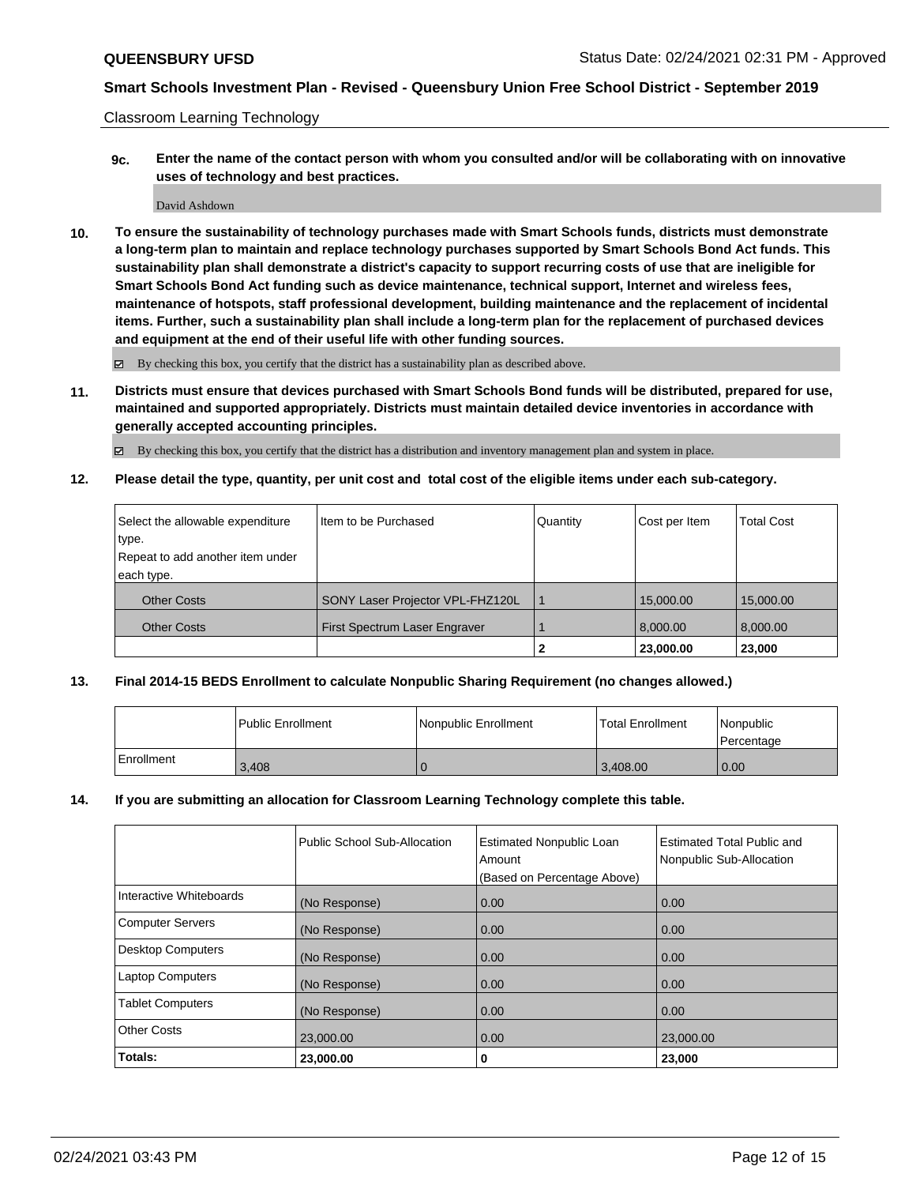Classroom Learning Technology

**9c. Enter the name of the contact person with whom you consulted and/or will be collaborating with on innovative uses of technology and best practices.**

David Ashdown

**10. To ensure the sustainability of technology purchases made with Smart Schools funds, districts must demonstrate a long-term plan to maintain and replace technology purchases supported by Smart Schools Bond Act funds. This sustainability plan shall demonstrate a district's capacity to support recurring costs of use that are ineligible for Smart Schools Bond Act funding such as device maintenance, technical support, Internet and wireless fees, maintenance of hotspots, staff professional development, building maintenance and the replacement of incidental items. Further, such a sustainability plan shall include a long-term plan for the replacement of purchased devices and equipment at the end of their useful life with other funding sources.**

☑ By checking this box, you certify that the district has a sustainability plan as described above.

**11. Districts must ensure that devices purchased with Smart Schools Bond funds will be distributed, prepared for use, maintained and supported appropriately. Districts must maintain detailed device inventories in accordance with generally accepted accounting principles.**

☑ By checking this box, you certify that the district has a distribution and inventory management plan and system in place.

**12. Please detail the type, quantity, per unit cost and total cost of the eligible items under each sub-category.**

| Select the allowable expenditure type. Repeat to add another item under each type. | Item to be Purchased | Quantity | Cost per Item | Total Cost |
|---|---|---|---|---|
| Other Costs | SONY Laser Projector VPL-FHZ120L | 1 | 15,000.00 | 15,000.00 |
| Other Costs | First Spectrum Laser Engraver | 1 | 8,000.00 | 8,000.00 |
| | | **2** | **23,000.00** | **23,000** |

**13. Final 2014-15 BEDS Enrollment to calculate Nonpublic Sharing Requirement (no changes allowed.)**

| | Public Enrollment | Nonpublic Enrollment | Total Enrollment | Nonpublic Percentage |
|---|---|---|---|---|
| Enrollment | 3,408 | 0 | 3,408.00 | 0.00 |

**14. If you are submitting an allocation for Classroom Learning Technology complete this table.**

| | Public School Sub-Allocation | Estimated Nonpublic Loan Amount (Based on Percentage Above) | Estimated Total Public and Nonpublic Sub-Allocation |
|---|---|---|---|
| Interactive Whiteboards | (No Response) | 0.00 | 0.00 |
| Computer Servers | (No Response) | 0.00 | 0.00 |
| Desktop Computers | (No Response) | 0.00 | 0.00 |
| Laptop Computers | (No Response) | 0.00 | 0.00 |
| Tablet Computers | (No Response) | 0.00 | 0.00 |
| Other Costs | 23,000.00 | 0.00 | 23,000.00 |
| **Totals:** | **23,000.00** | **0** | **23,000** |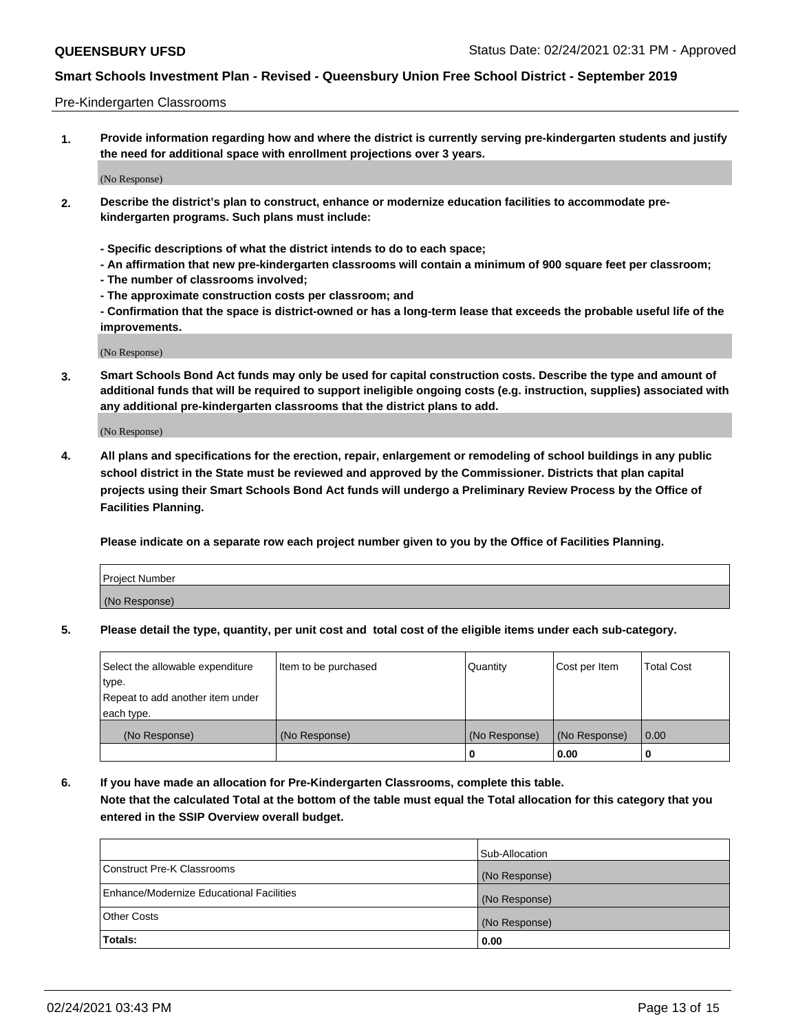Pre-Kindergarten Classrooms

**1. Provide information regarding how and where the district is currently serving pre-kindergarten students and justify the need for additional space with enrollment projections over 3 years.**

(No Response)

**2. Describe the district's plan to construct, enhance or modernize education facilities to accommodate pre-kindergarten programs. Such plans must include:**

**- Specific descriptions of what the district intends to do to each space;**
**- An affirmation that new pre-kindergarten classrooms will contain a minimum of 900 square feet per classroom;**
**- The number of classrooms involved;**
**- The approximate construction costs per classroom; and**
**- Confirmation that the space is district-owned or has a long-term lease that exceeds the probable useful life of the improvements.**

(No Response)

**3. Smart Schools Bond Act funds may only be used for capital construction costs. Describe the type and amount of additional funds that will be required to support ineligible ongoing costs (e.g. instruction, supplies) associated with any additional pre-kindergarten classrooms that the district plans to add.**

(No Response)

**4. All plans and specifications for the erection, repair, enlargement or remodeling of school buildings in any public school district in the State must be reviewed and approved by the Commissioner. Districts that plan capital projects using their Smart Schools Bond Act funds will undergo a Preliminary Review Process by the Office of Facilities Planning.**

**Please indicate on a separate row each project number given to you by the Office of Facilities Planning.**

| Project Number |
|---|
| (No Response) |

**5. Please detail the type, quantity, per unit cost and total cost of the eligible items under each sub-category.**

| Select the allowable expenditure type. Repeat to add another item under each type. | Item to be purchased | Quantity | Cost per Item | Total Cost |
|---|---|---|---|---|
| (No Response) | (No Response) | (No Response) | (No Response) | 0.00 |
| | | 0 | 0.00 | 0 |

**6. If you have made an allocation for Pre-Kindergarten Classrooms, complete this table. Note that the calculated Total at the bottom of the table must equal the Total allocation for this category that you entered in the SSIP Overview overall budget.**

| | Sub-Allocation |
|---|---|
| Construct Pre-K Classrooms | (No Response) |
| Enhance/Modernize Educational Facilities | (No Response) |
| Other Costs | (No Response) |
| **Totals:** | **0.00** |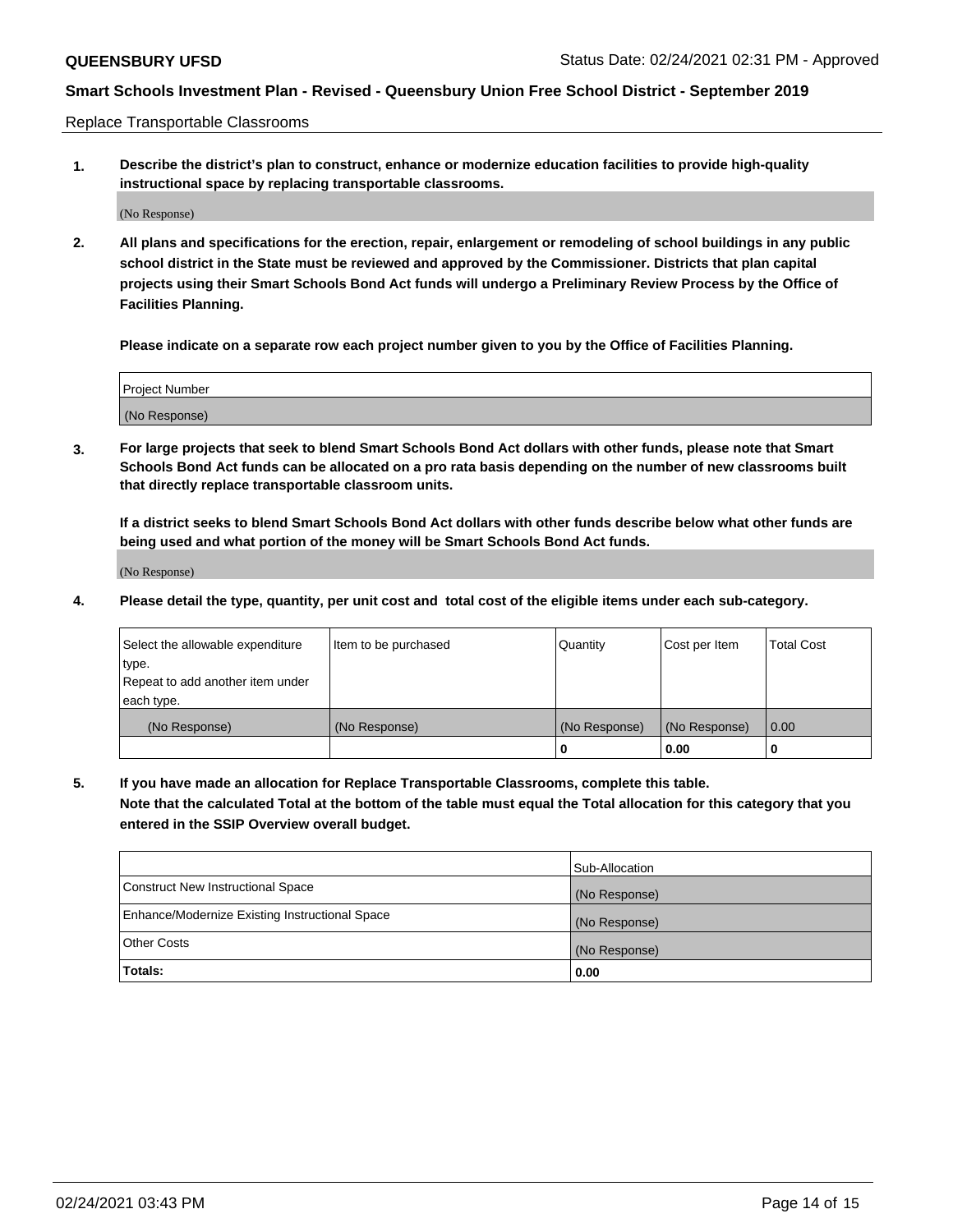Replace Transportable Classrooms

1. **Describe the district's plan to construct, enhance or modernize education facilities to provide high-quality instructional space by replacing transportable classrooms.**

(No Response)

2. **All plans and specifications for the erection, repair, enlargement or remodeling of school buildings in any public school district in the State must be reviewed and approved by the Commissioner. Districts that plan capital projects using their Smart Schools Bond Act funds will undergo a Preliminary Review Process by the Office of Facilities Planning.**

**Please indicate on a separate row each project number given to you by the Office of Facilities Planning.**

| Project Number |
| --- |
| (No Response) |

3. **For large projects that seek to blend Smart Schools Bond Act dollars with other funds, please note that Smart Schools Bond Act funds can be allocated on a pro rata basis depending on the number of new classrooms built that directly replace transportable classroom units.**

**If a district seeks to blend Smart Schools Bond Act dollars with other funds describe below what other funds are being used and what portion of the money will be Smart Schools Bond Act funds.**

(No Response)

4. **Please detail the type, quantity, per unit cost and total cost of the eligible items under each sub-category.**

| Select the allowable expenditure type. Repeat to add another item under each type. | Item to be purchased | Quantity | Cost per Item | Total Cost |
| --- | --- | --- | --- | --- |
| (No Response) | (No Response) | (No Response) | (No Response) | 0.00 |
| | | 0 | 0.00 | 0 |

5. **If you have made an allocation for Replace Transportable Classrooms, complete this table. Note that the calculated Total at the bottom of the table must equal the Total allocation for this category that you entered in the SSIP Overview overall budget.**

| | Sub-Allocation |
| --- | --- |
| Construct New Instructional Space | (No Response) |
| Enhance/Modernize Existing Instructional Space | (No Response) |
| Other Costs | (No Response) |
| **Totals:** | **0.00** |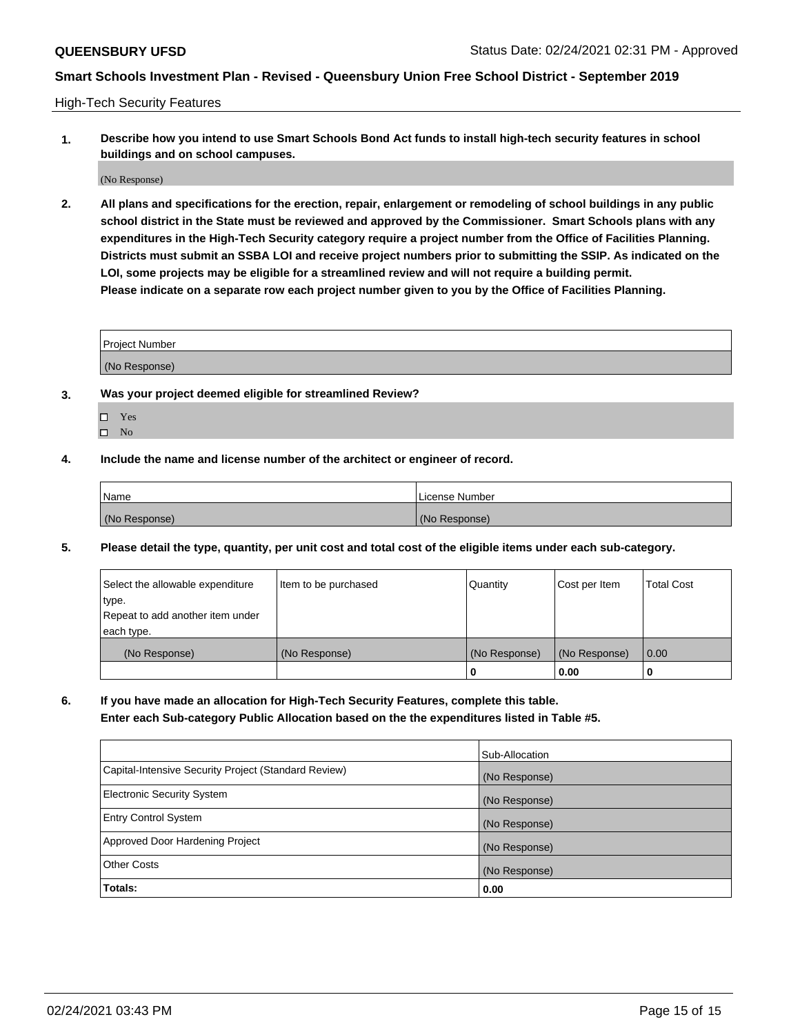High-Tech Security Features

**1. Describe how you intend to use Smart Schools Bond Act funds to install high-tech security features in school buildings and on school campuses.**

(No Response)

**2. All plans and specifications for the erection, repair, enlargement or remodeling of school buildings in any public school district in the State must be reviewed and approved by the Commissioner. Smart Schools plans with any expenditures in the High-Tech Security category require a project number from the Office of Facilities Planning. Districts must submit an SSBA LOI and receive project numbers prior to submitting the SSIP. As indicated on the LOI, some projects may be eligible for a streamlined review and will not require a building permit.**
**Please indicate on a separate row each project number given to you by the Office of Facilities Planning.**

| Project Number |
|---|
| (No Response) |

**3. Was your project deemed eligible for streamlined Review?**

- ☐ Yes
- ☐ No

**4. Include the name and license number of the architect or engineer of record.**

| Name | License Number |
|---|---|
| (No Response) | (No Response) |

**5. Please detail the type, quantity, per unit cost and total cost of the eligible items under each sub-category.**

| Select the allowable expenditure type. Repeat to add another item under each type. | Item to be purchased | Quantity | Cost per Item | Total Cost |
|---|---|---|---|---|
| (No Response) | (No Response) | (No Response) | (No Response) | 0.00 |
| | | 0 | 0.00 | 0 |

**6. If you have made an allocation for High-Tech Security Features, complete this table.**
**Enter each Sub-category Public Allocation based on the the expenditures listed in Table #5.**

| | Sub-Allocation |
|---|---|
| Capital-Intensive Security Project (Standard Review) | (No Response) |
| Electronic Security System | (No Response) |
| Entry Control System | (No Response) |
| Approved Door Hardening Project | (No Response) |
| Other Costs | (No Response) |
| **Totals:** | **0.00** |